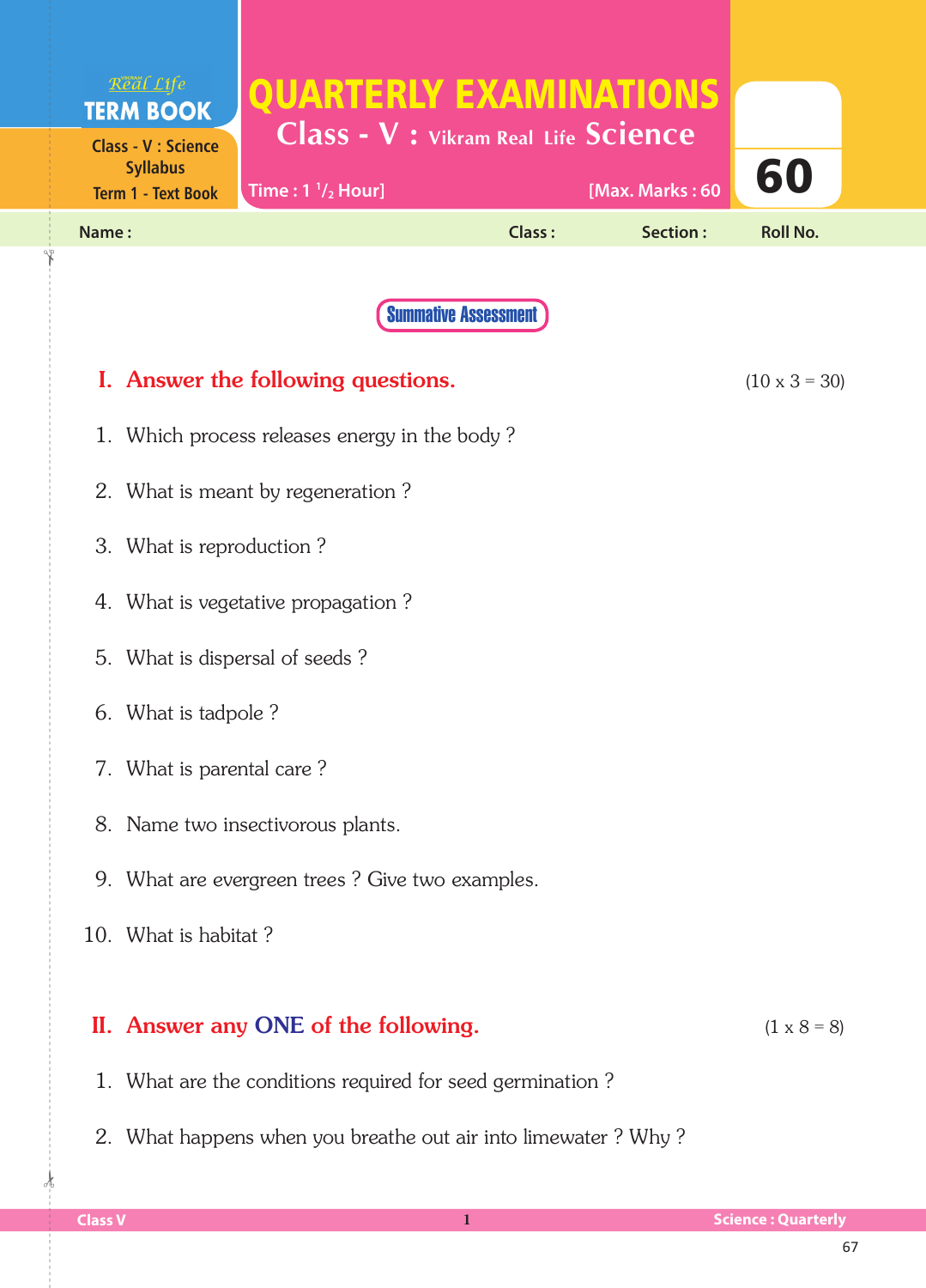Real Life **TERM BOOK**

Class - V : Science Syllabus
Term 1 - Text Book

# QUARTERLY EXAMINATIONS

## Class - V : Vikram Real Life Science

Time : 1 $^1/_2$ Hour] [Max. Marks : 60

**60**

Name : Class : Section : Roll No.

**Summative Assessment**

## I. Answer the following questions. (10 x 3 = 30)

1. Which process releases energy in the body ?
2. What is meant by regeneration ?
3. What is reproduction ?
4. What is vegetative propagation ?
5. What is dispersal of seeds ?
6. What is tadpole ?
7. What is parental care ?
8. Name two insectivorous plants.
9. What are evergreen trees ? Give two examples.
10. What is habitat ?

## II. Answer any ONE of the following. (1 x 8 = 8)

1. What are the conditions required for seed germination ?
2. What happens when you breathe out air into limewater ? Why ?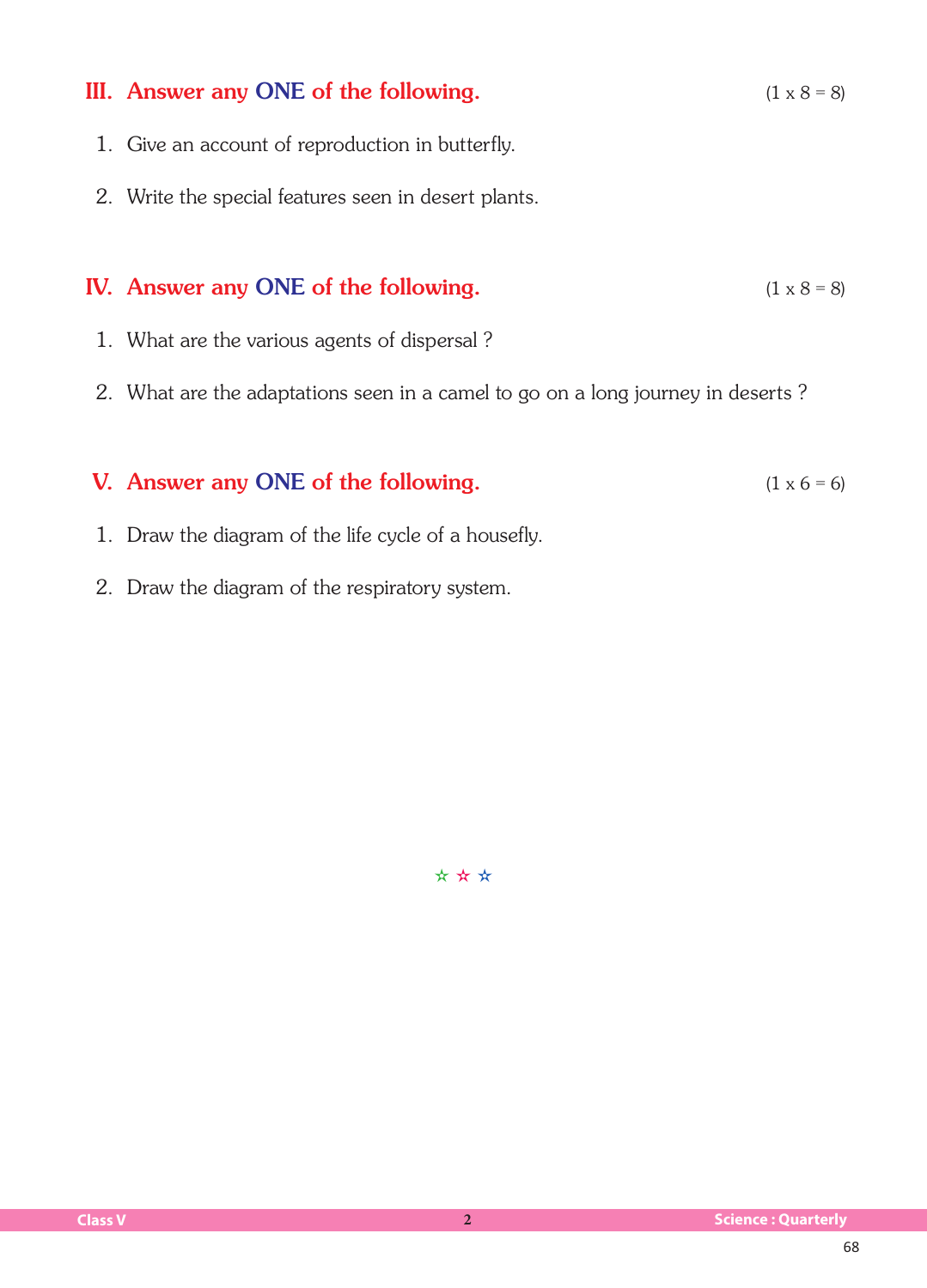## III. Answer any ONE of the following. (1 x 8 = 8)

1. Give an account of reproduction in butterfly.
2. Write the special features seen in desert plants.

## IV. Answer any ONE of the following. (1 x 8 = 8)

1. What are the various agents of dispersal ?
2. What are the adaptations seen in a camel to go on a long journey in deserts ?

## V. Answer any ONE of the following. (1 x 6 = 6)

1. Draw the diagram of the life cycle of a housefly.
2. Draw the diagram of the respiratory system.

☆ ☆ ☆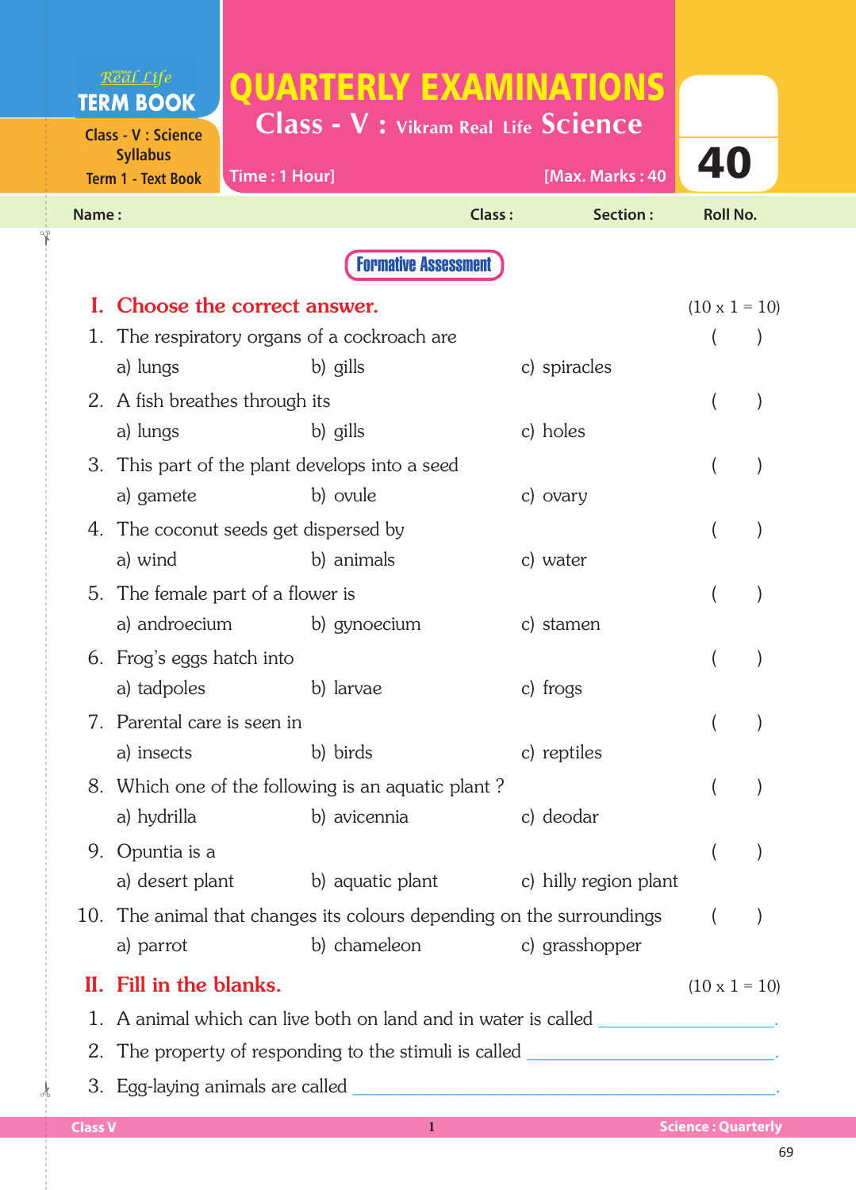# QUARTERLY EXAMINATIONS

## Class - V : Vikram Real Life Science

Real Life TERM BOOK
Class - V : Science Syllabus
Term 1 - Text Book

Time : 1 Hour] [Max. Marks : 40

40

Name : Class : Section : Roll No.

**Formative Assessment**

## I. Choose the correct answer. (10 x 1 = 10)

1. The respiratory organs of a cockroach are ( )
   a) lungs b) gills c) spiracles
2. A fish breathes through its ( )
   a) lungs b) gills c) holes
3. This part of the plant develops into a seed ( )
   a) gamete b) ovule c) ovary
4. The coconut seeds get dispersed by ( )
   a) wind b) animals c) water
5. The female part of a flower is ( )
   a) androecium b) gynoecium c) stamen
6. Frog's eggs hatch into ( )
   a) tadpoles b) larvae c) frogs
7. Parental care is seen in ( )
   a) insects b) birds c) reptiles
8. Which one of the following is an aquatic plant ? ( )
   a) hydrilla b) avicennia c) deodar
9. Opuntia is a ( )
   a) desert plant b) aquatic plant c) hilly region plant
10. The animal that changes its colours depending on the surroundings ( )
    a) parrot b) chameleon c) grasshopper

## II. Fill in the blanks. (10 x 1 = 10)

1. A animal which can live both on land and in water is called \_\_\_\_\_\_\_\_\_\_\_\_\_\_\_\_.
2. The property of responding to the stimuli is called \_\_\_\_\_\_\_\_\_\_\_\_\_\_\_\_\_\_\_\_.
3. Egg-laying animals are called \_\_\_\_\_\_\_\_\_\_\_\_\_\_\_\_\_\_\_\_\_\_\_\_\_\_\_\_\_\_.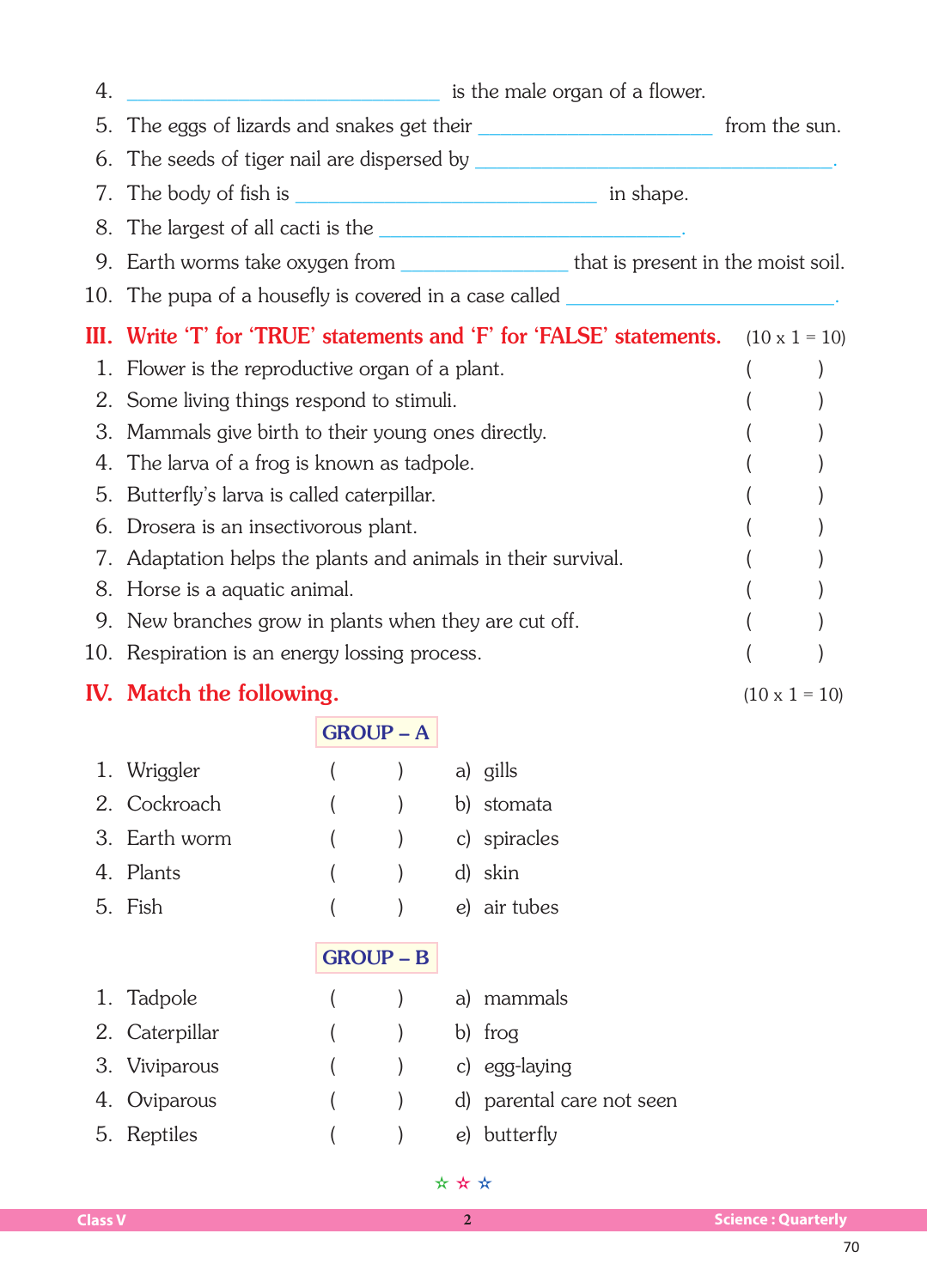4. ______________________ is the male organ of a flower.
5. The eggs of lizards and snakes get their ______________________ from the sun.
6. The seeds of tiger nail are dispersed by ______________________.
7. The body of fish is ______________________ in shape.
8. The largest of all cacti is the ______________________.
9. Earth worms take oxygen from ______________ that is present in the moist soil.
10. The pupa of a housefly is covered in a case called ______________________.

## III. Write 'T' for 'TRUE' statements and 'F' for 'FALSE' statements. (10 x 1 = 10)

1. Flower is the reproductive organ of a plant. (      )
2. Some living things respond to stimuli. (      )
3. Mammals give birth to their young ones directly. (      )
4. The larva of a frog is known as tadpole. (      )
5. Butterfly's larva is called caterpillar. (      )
6. Drosera is an insectivorous plant. (      )
7. Adaptation helps the plants and animals in their survival. (      )
8. Horse is a aquatic animal. (      )
9. New branches grow in plants when they are cut off. (      )
10. Respiration is an energy lossing process. (      )

## IV. Match the following. (10 x 1 = 10)

**GROUP – A**

| | | |
|---|---|---|
| 1. Wriggler | (      ) | a) gills |
| 2. Cockroach | (      ) | b) stomata |
| 3. Earth worm | (      ) | c) spiracles |
| 4. Plants | (      ) | d) skin |
| 5. Fish | (      ) | e) air tubes |

**GROUP – B**

| | | |
|---|---|---|
| 1. Tadpole | (      ) | a) mammals |
| 2. Caterpillar | (      ) | b) frog |
| 3. Viviparous | (      ) | c) egg-laying |
| 4. Oviparous | (      ) | d) parental care not seen |
| 5. Reptiles | (      ) | e) butterfly |

☆ ☆ ☆